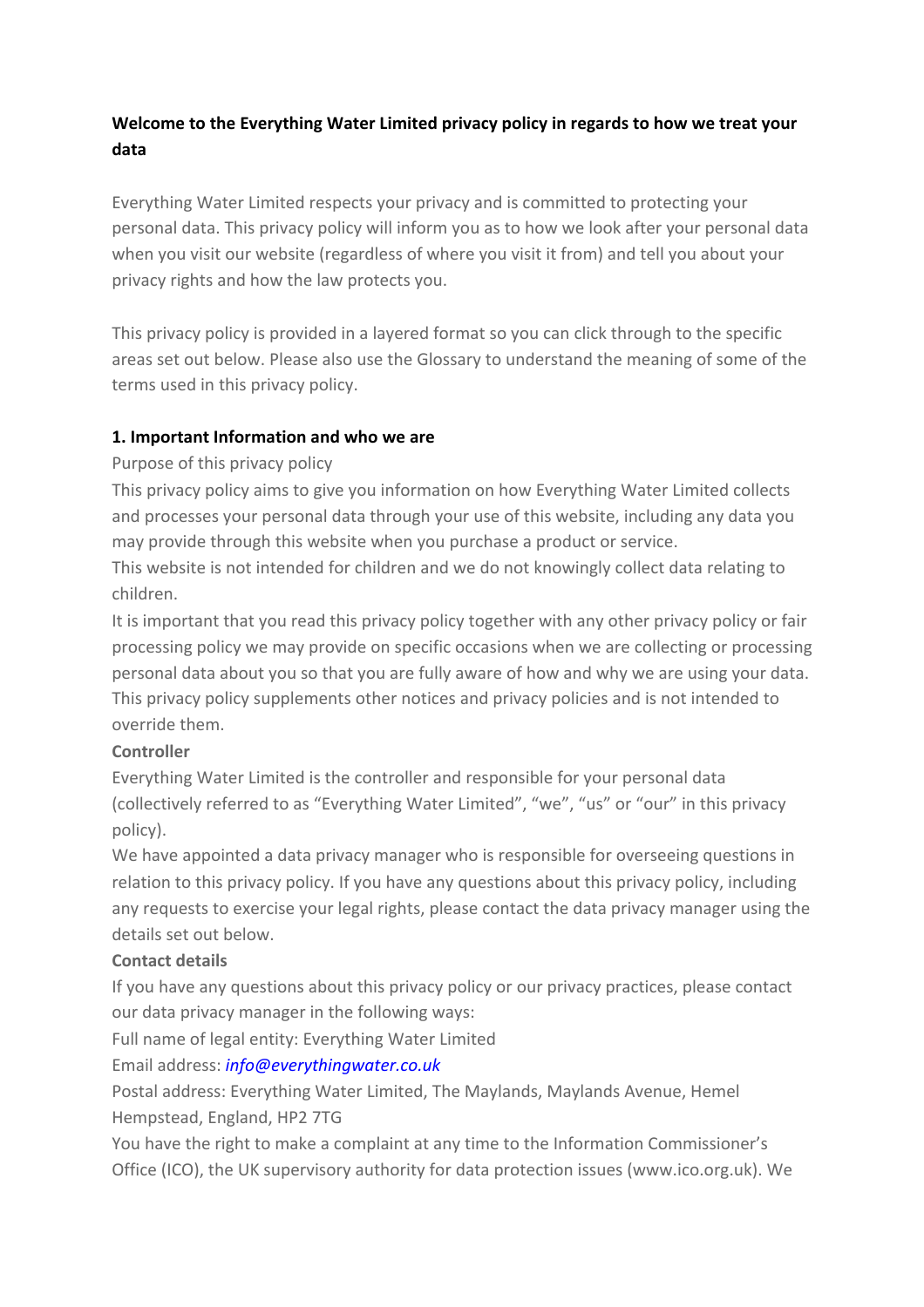**Welcome to the Everything Water Limited privacy policy in regards to how we treat your data**

Everything Water Limited respects your privacy and is committed to protecting your personal data. This privacy policy will inform you as to how we look after your personal data when you visit our website (regardless of where you visit it from) and tell you about your privacy rights and how the law protects you.

This privacy policy is provided in a layered format so you can click through to the specific areas set out below. Please also use the Glossary to understand the meaning of some of the terms used in this privacy policy.

## 1. Important Information and who we are

Purpose of this privacy policy

This privacy policy aims to give you information on how Everything Water Limited collects and processes your personal data through your use of this website, including any data you may provide through this website when you purchase a product or service.

This website is not intended for children and we do not knowingly collect data relating to children.

It is important that you read this privacy policy together with any other privacy policy or fair processing policy we may provide on specific occasions when we are collecting or processing personal data about you so that you are fully aware of how and why we are using your data. This privacy policy supplements other notices and privacy policies and is not intended to override them.

**Controller**

Everything Water Limited is the controller and responsible for your personal data (collectively referred to as "Everything Water Limited", "we", "us" or "our" in this privacy policy).

We have appointed a data privacy manager who is responsible for overseeing questions in relation to this privacy policy. If you have any questions about this privacy policy, including any requests to exercise your legal rights, please contact the data privacy manager using the details set out below.

**Contact details**

If you have any questions about this privacy policy or our privacy practices, please contact our data privacy manager in the following ways:

Full name of legal entity: Everything Water Limited

Email address: *info@everythingwater.co.uk*

Postal address: Everything Water Limited, The Maylands, Maylands Avenue, Hemel Hempstead, England, HP2 7TG

You have the right to make a complaint at any time to the Information Commissioner's Office (ICO), the UK supervisory authority for data protection issues (www.ico.org.uk). We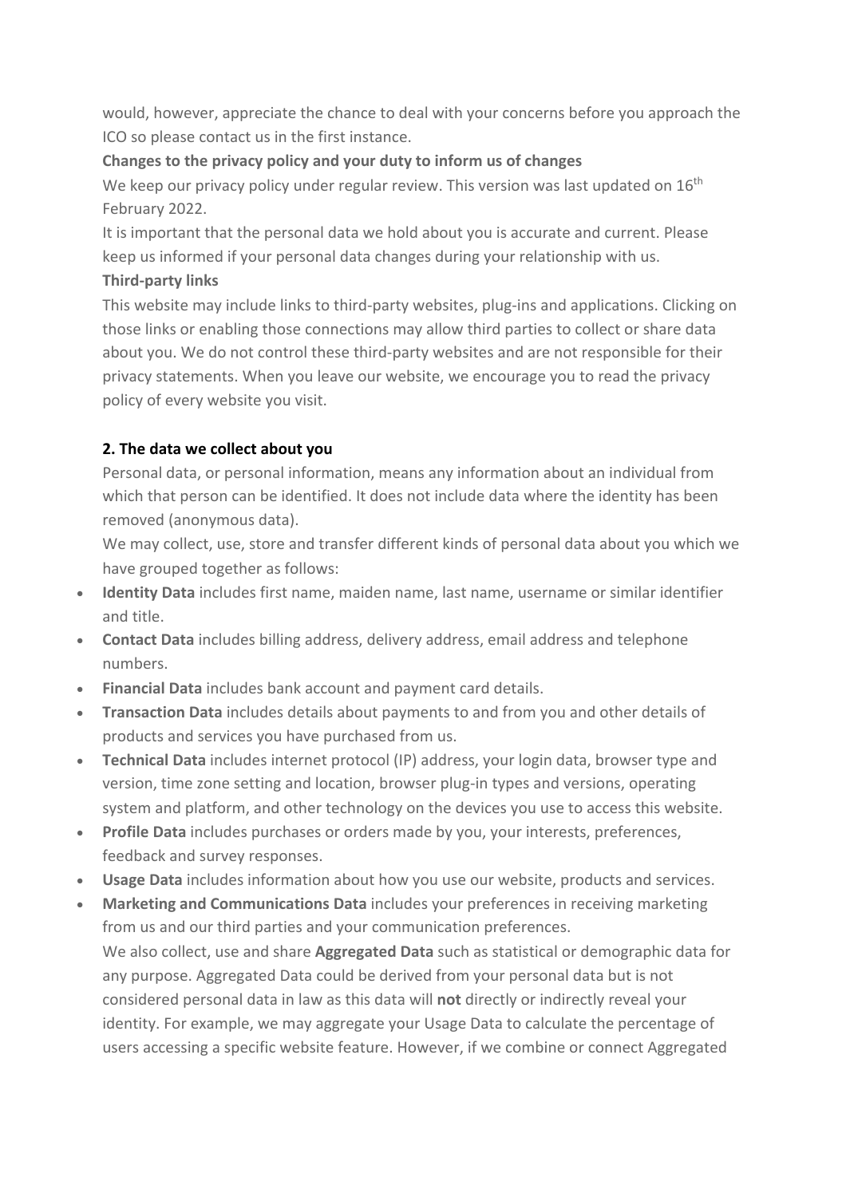would, however, appreciate the chance to deal with your concerns before you approach the ICO so please contact us in the first instance.

**Changes to the privacy policy and your duty to inform us of changes**

We keep our privacy policy under regular review. This version was last updated on 16th February 2022.

It is important that the personal data we hold about you is accurate and current. Please keep us informed if your personal data changes during your relationship with us.

**Third-party links**

This website may include links to third-party websites, plug-ins and applications. Clicking on those links or enabling those connections may allow third parties to collect or share data about you. We do not control these third-party websites and are not responsible for their privacy statements. When you leave our website, we encourage you to read the privacy policy of every website you visit.

**2. The data we collect about you**

Personal data, or personal information, means any information about an individual from which that person can be identified. It does not include data where the identity has been removed (anonymous data).

We may collect, use, store and transfer different kinds of personal data about you which we have grouped together as follows:

- **Identity Data** includes first name, maiden name, last name, username or similar identifier and title.
- **Contact Data** includes billing address, delivery address, email address and telephone numbers.
- **Financial Data** includes bank account and payment card details.
- **Transaction Data** includes details about payments to and from you and other details of products and services you have purchased from us.
- **Technical Data** includes internet protocol (IP) address, your login data, browser type and version, time zone setting and location, browser plug-in types and versions, operating system and platform, and other technology on the devices you use to access this website.
- **Profile Data** includes purchases or orders made by you, your interests, preferences, feedback and survey responses.
- **Usage Data** includes information about how you use our website, products and services.
- **Marketing and Communications Data** includes your preferences in receiving marketing from us and our third parties and your communication preferences.

  We also collect, use and share **Aggregated Data** such as statistical or demographic data for any purpose. Aggregated Data could be derived from your personal data but is not considered personal data in law as this data will **not** directly or indirectly reveal your identity. For example, we may aggregate your Usage Data to calculate the percentage of users accessing a specific website feature. However, if we combine or connect Aggregated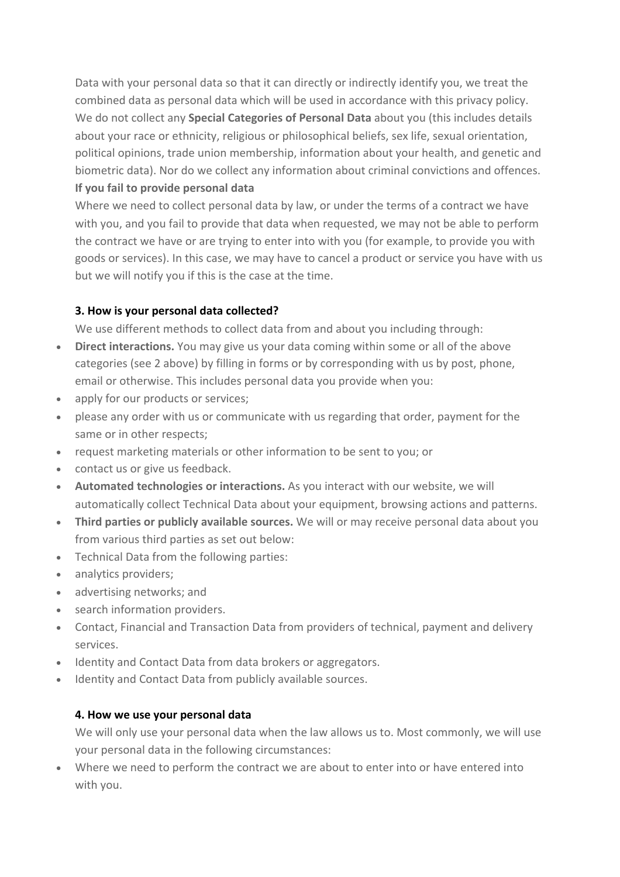Data with your personal data so that it can directly or indirectly identify you, we treat the combined data as personal data which will be used in accordance with this privacy policy. We do not collect any **Special Categories of Personal Data** about you (this includes details about your race or ethnicity, religious or philosophical beliefs, sex life, sexual orientation, political opinions, trade union membership, information about your health, and genetic and biometric data). Nor do we collect any information about criminal convictions and offences.

**If you fail to provide personal data**

Where we need to collect personal data by law, or under the terms of a contract we have with you, and you fail to provide that data when requested, we may not be able to perform the contract we have or are trying to enter into with you (for example, to provide you with goods or services). In this case, we may have to cancel a product or service you have with us but we will notify you if this is the case at the time.

### 3. How is your personal data collected?

We use different methods to collect data from and about you including through:

- **Direct interactions.** You may give us your data coming within some or all of the above categories (see 2 above) by filling in forms or by corresponding with us by post, phone, email or otherwise. This includes personal data you provide when you:
- apply for our products or services;
- please any order with us or communicate with us regarding that order, payment for the same or in other respects;
- request marketing materials or other information to be sent to you; or
- contact us or give us feedback.
- **Automated technologies or interactions.** As you interact with our website, we will automatically collect Technical Data about your equipment, browsing actions and patterns.
- **Third parties or publicly available sources.** We will or may receive personal data about you from various third parties as set out below:
- Technical Data from the following parties:
- analytics providers;
- advertising networks; and
- search information providers.
- Contact, Financial and Transaction Data from providers of technical, payment and delivery services.
- Identity and Contact Data from data brokers or aggregators.
- Identity and Contact Data from publicly available sources.

### 4. How we use your personal data

We will only use your personal data when the law allows us to. Most commonly, we will use your personal data in the following circumstances:

- Where we need to perform the contract we are about to enter into or have entered into with you.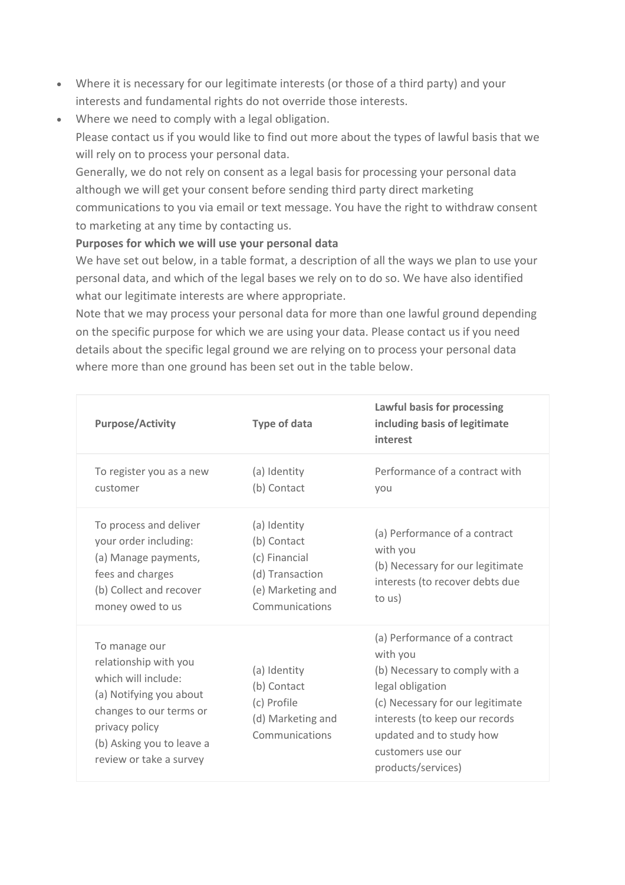- Where it is necessary for our legitimate interests (or those of a third party) and your interests and fundamental rights do not override those interests.
- Where we need to comply with a legal obligation.

  Please contact us if you would like to find out more about the types of lawful basis that we will rely on to process your personal data.

  Generally, we do not rely on consent as a legal basis for processing your personal data although we will get your consent before sending third party direct marketing communications to you via email or text message. You have the right to withdraw consent to marketing at any time by contacting us.

  **Purposes for which we will use your personal data**

  We have set out below, in a table format, a description of all the ways we plan to use your personal data, and which of the legal bases we rely on to do so. We have also identified what our legitimate interests are where appropriate.

  Note that we may process your personal data for more than one lawful ground depending on the specific purpose for which we are using your data. Please contact us if you need details about the specific legal ground we are relying on to process your personal data where more than one ground has been set out in the table below.

| **Purpose/Activity** | **Type of data** | **Lawful basis for processing including basis of legitimate interest** |
|---|---|---|
| To register you as a new customer | (a) Identity<br>(b) Contact | Performance of a contract with you |
| To process and deliver your order including:<br>(a) Manage payments, fees and charges<br>(b) Collect and recover money owed to us | (a) Identity<br>(b) Contact<br>(c) Financial<br>(d) Transaction<br>(e) Marketing and Communications | (a) Performance of a contract with you<br>(b) Necessary for our legitimate interests (to recover debts due to us) |
| To manage our relationship with you which will include:<br>(a) Notifying you about changes to our terms or privacy policy<br>(b) Asking you to leave a review or take a survey | (a) Identity<br>(b) Contact<br>(c) Profile<br>(d) Marketing and Communications | (a) Performance of a contract with you<br>(b) Necessary to comply with a legal obligation<br>(c) Necessary for our legitimate interests (to keep our records updated and to study how customers use our products/services) |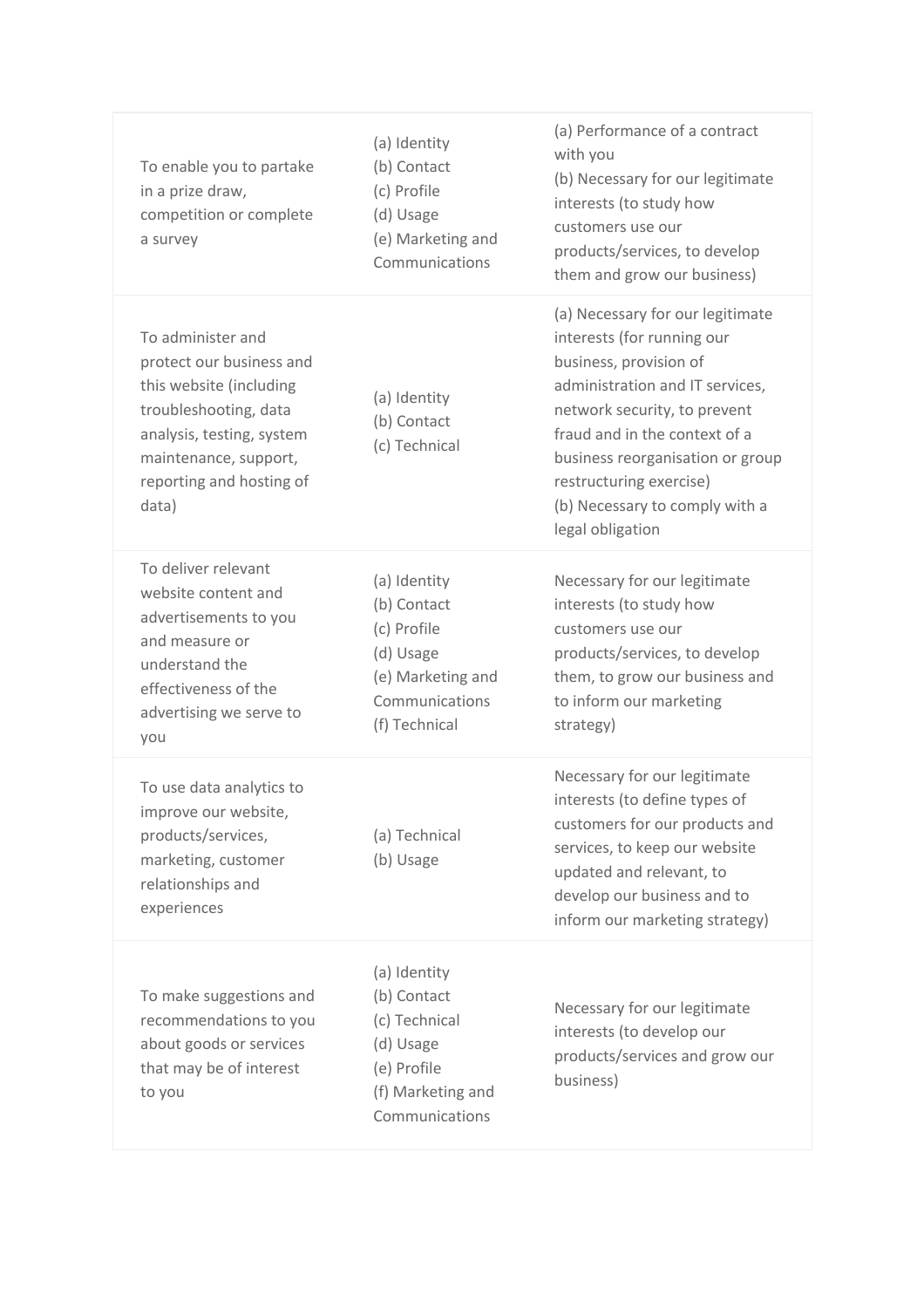| | | |
|---|---|---|
| To enable you to partake in a prize draw, competition or complete a survey | (a) Identity<br>(b) Contact<br>(c) Profile<br>(d) Usage<br>(e) Marketing and Communications | (a) Performance of a contract with you<br>(b) Necessary for our legitimate interests (to study how customers use our products/services, to develop them and grow our business) |
| To administer and protect our business and this website (including troubleshooting, data analysis, testing, system maintenance, support, reporting and hosting of data) | (a) Identity<br>(b) Contact<br>(c) Technical | (a) Necessary for our legitimate interests (for running our business, provision of administration and IT services, network security, to prevent fraud and in the context of a business reorganisation or group restructuring exercise)<br>(b) Necessary to comply with a legal obligation |
| To deliver relevant website content and advertisements to you and measure or understand the effectiveness of the advertising we serve to you | (a) Identity<br>(b) Contact<br>(c) Profile<br>(d) Usage<br>(e) Marketing and Communications<br>(f) Technical | Necessary for our legitimate interests (to study how customers use our products/services, to develop them, to grow our business and to inform our marketing strategy) |
| To use data analytics to improve our website, products/services, marketing, customer relationships and experiences | (a) Technical<br>(b) Usage | Necessary for our legitimate interests (to define types of customers for our products and services, to keep our website updated and relevant, to develop our business and to inform our marketing strategy) |
| To make suggestions and recommendations to you about goods or services that may be of interest to you | (a) Identity<br>(b) Contact<br>(c) Technical<br>(d) Usage<br>(e) Profile<br>(f) Marketing and Communications | Necessary for our legitimate interests (to develop our products/services and grow our business) |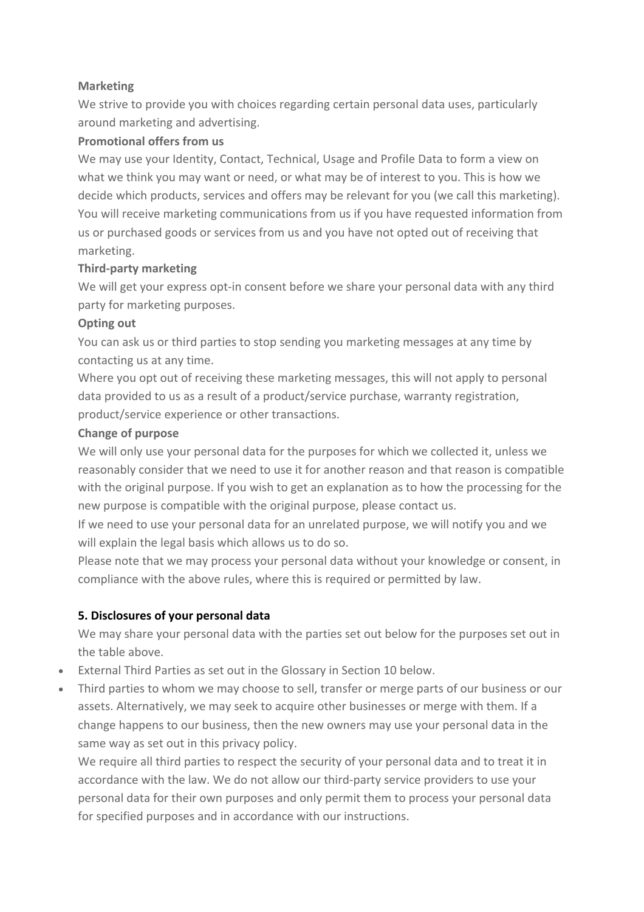**Marketing**

We strive to provide you with choices regarding certain personal data uses, particularly around marketing and advertising.

**Promotional offers from us**

We may use your Identity, Contact, Technical, Usage and Profile Data to form a view on what we think you may want or need, or what may be of interest to you. This is how we decide which products, services and offers may be relevant for you (we call this marketing). You will receive marketing communications from us if you have requested information from us or purchased goods or services from us and you have not opted out of receiving that marketing.

**Third-party marketing**

We will get your express opt-in consent before we share your personal data with any third party for marketing purposes.

**Opting out**

You can ask us or third parties to stop sending you marketing messages at any time by contacting us at any time.

Where you opt out of receiving these marketing messages, this will not apply to personal data provided to us as a result of a product/service purchase, warranty registration, product/service experience or other transactions.

**Change of purpose**

We will only use your personal data for the purposes for which we collected it, unless we reasonably consider that we need to use it for another reason and that reason is compatible with the original purpose. If you wish to get an explanation as to how the processing for the new purpose is compatible with the original purpose, please contact us.

If we need to use your personal data for an unrelated purpose, we will notify you and we will explain the legal basis which allows us to do so.

Please note that we may process your personal data without your knowledge or consent, in compliance with the above rules, where this is required or permitted by law.

**5. Disclosures of your personal data**

We may share your personal data with the parties set out below for the purposes set out in the table above.

- External Third Parties as set out in the Glossary in Section 10 below.
- Third parties to whom we may choose to sell, transfer or merge parts of our business or our assets. Alternatively, we may seek to acquire other businesses or merge with them. If a change happens to our business, then the new owners may use your personal data in the same way as set out in this privacy policy.

We require all third parties to respect the security of your personal data and to treat it in accordance with the law. We do not allow our third-party service providers to use your personal data for their own purposes and only permit them to process your personal data for specified purposes and in accordance with our instructions.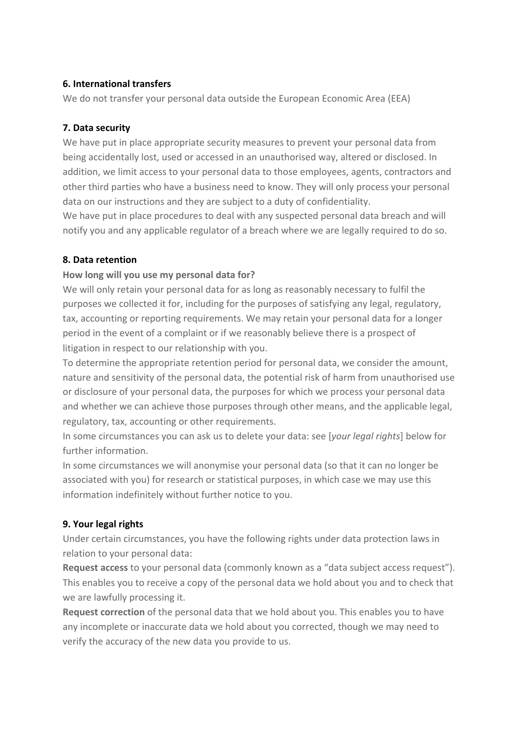**6. International transfers**

We do not transfer your personal data outside the European Economic Area (EEA)

**7. Data security**

We have put in place appropriate security measures to prevent your personal data from being accidentally lost, used or accessed in an unauthorised way, altered or disclosed. In addition, we limit access to your personal data to those employees, agents, contractors and other third parties who have a business need to know. They will only process your personal data on our instructions and they are subject to a duty of confidentiality.

We have put in place procedures to deal with any suspected personal data breach and will notify you and any applicable regulator of a breach where we are legally required to do so.

**8. Data retention**

**How long will you use my personal data for?**

We will only retain your personal data for as long as reasonably necessary to fulfil the purposes we collected it for, including for the purposes of satisfying any legal, regulatory, tax, accounting or reporting requirements. We may retain your personal data for a longer period in the event of a complaint or if we reasonably believe there is a prospect of litigation in respect to our relationship with you.

To determine the appropriate retention period for personal data, we consider the amount, nature and sensitivity of the personal data, the potential risk of harm from unauthorised use or disclosure of your personal data, the purposes for which we process your personal data and whether we can achieve those purposes through other means, and the applicable legal, regulatory, tax, accounting or other requirements.

In some circumstances you can ask us to delete your data: see [*your legal rights*] below for further information.

In some circumstances we will anonymise your personal data (so that it can no longer be associated with you) for research or statistical purposes, in which case we may use this information indefinitely without further notice to you.

**9. Your legal rights**

Under certain circumstances, you have the following rights under data protection laws in relation to your personal data:

**Request access** to your personal data (commonly known as a "data subject access request"). This enables you to receive a copy of the personal data we hold about you and to check that we are lawfully processing it.

**Request correction** of the personal data that we hold about you. This enables you to have any incomplete or inaccurate data we hold about you corrected, though we may need to verify the accuracy of the new data you provide to us.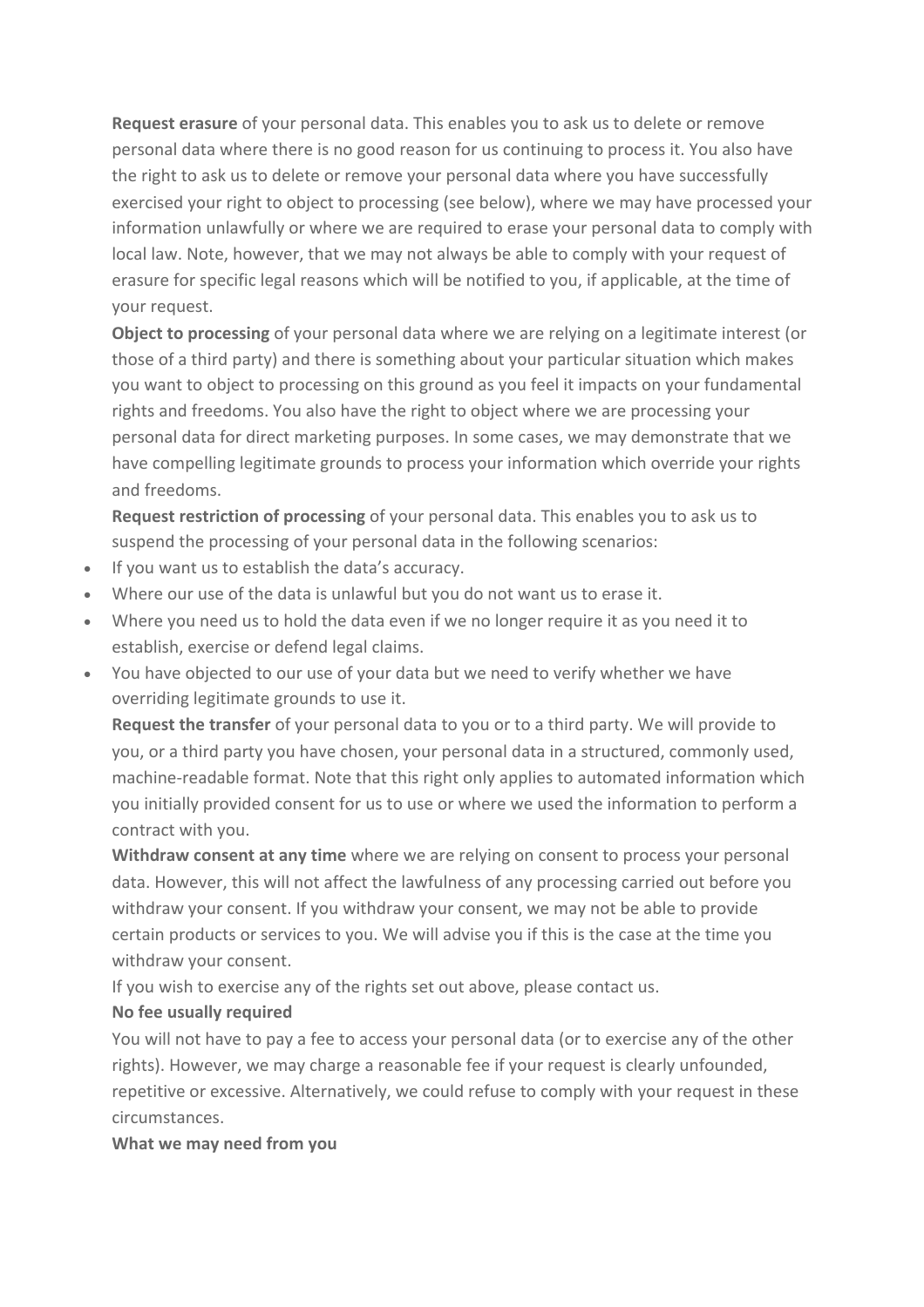**Request erasure** of your personal data. This enables you to ask us to delete or remove personal data where there is no good reason for us continuing to process it. You also have the right to ask us to delete or remove your personal data where you have successfully exercised your right to object to processing (see below), where we may have processed your information unlawfully or where we are required to erase your personal data to comply with local law. Note, however, that we may not always be able to comply with your request of erasure for specific legal reasons which will be notified to you, if applicable, at the time of your request.

**Object to processing** of your personal data where we are relying on a legitimate interest (or those of a third party) and there is something about your particular situation which makes you want to object to processing on this ground as you feel it impacts on your fundamental rights and freedoms. You also have the right to object where we are processing your personal data for direct marketing purposes. In some cases, we may demonstrate that we have compelling legitimate grounds to process your information which override your rights and freedoms.

**Request restriction of processing** of your personal data. This enables you to ask us to suspend the processing of your personal data in the following scenarios:

- If you want us to establish the data's accuracy.
- Where our use of the data is unlawful but you do not want us to erase it.
- Where you need us to hold the data even if we no longer require it as you need it to establish, exercise or defend legal claims.
- You have objected to our use of your data but we need to verify whether we have overriding legitimate grounds to use it.

**Request the transfer** of your personal data to you or to a third party. We will provide to you, or a third party you have chosen, your personal data in a structured, commonly used, machine-readable format. Note that this right only applies to automated information which you initially provided consent for us to use or where we used the information to perform a contract with you.

**Withdraw consent at any time** where we are relying on consent to process your personal data. However, this will not affect the lawfulness of any processing carried out before you withdraw your consent. If you withdraw your consent, we may not be able to provide certain products or services to you. We will advise you if this is the case at the time you withdraw your consent.

If you wish to exercise any of the rights set out above, please contact us.

**No fee usually required**

You will not have to pay a fee to access your personal data (or to exercise any of the other rights). However, we may charge a reasonable fee if your request is clearly unfounded, repetitive or excessive. Alternatively, we could refuse to comply with your request in these circumstances.

**What we may need from you**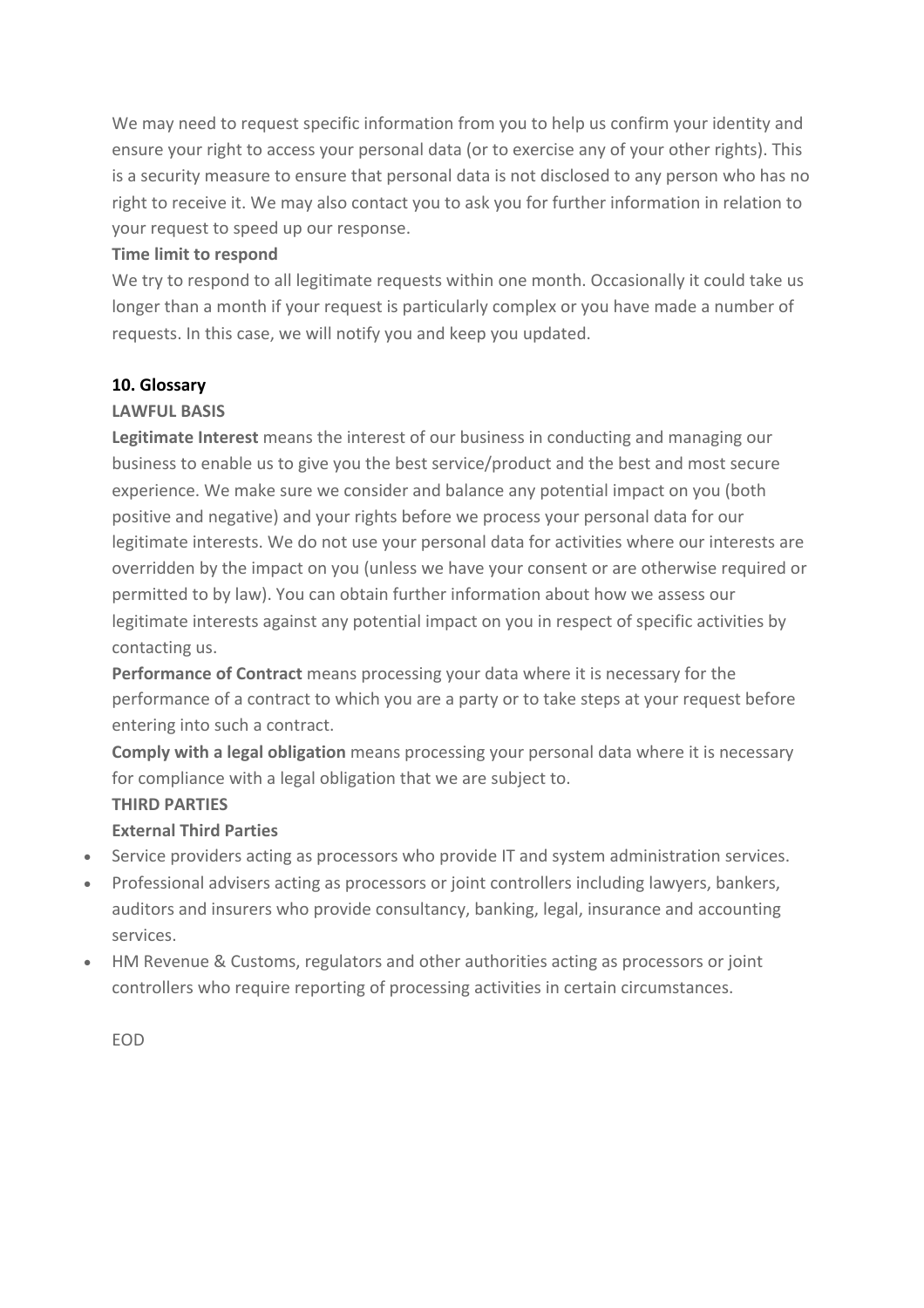We may need to request specific information from you to help us confirm your identity and ensure your right to access your personal data (or to exercise any of your other rights). This is a security measure to ensure that personal data is not disclosed to any person who has no right to receive it. We may also contact you to ask you for further information in relation to your request to speed up our response.

**Time limit to respond**

We try to respond to all legitimate requests within one month. Occasionally it could take us longer than a month if your request is particularly complex or you have made a number of requests. In this case, we will notify you and keep you updated.

## 10. Glossary

**LAWFUL BASIS**

**Legitimate Interest** means the interest of our business in conducting and managing our business to enable us to give you the best service/product and the best and most secure experience. We make sure we consider and balance any potential impact on you (both positive and negative) and your rights before we process your personal data for our legitimate interests. We do not use your personal data for activities where our interests are overridden by the impact on you (unless we have your consent or are otherwise required or permitted to by law). You can obtain further information about how we assess our legitimate interests against any potential impact on you in respect of specific activities by contacting us.

**Performance of Contract** means processing your data where it is necessary for the performance of a contract to which you are a party or to take steps at your request before entering into such a contract.

**Comply with a legal obligation** means processing your personal data where it is necessary for compliance with a legal obligation that we are subject to.

**THIRD PARTIES**

**External Third Parties**

- Service providers acting as processors who provide IT and system administration services.
- Professional advisers acting as processors or joint controllers including lawyers, bankers, auditors and insurers who provide consultancy, banking, legal, insurance and accounting services.
- HM Revenue & Customs, regulators and other authorities acting as processors or joint controllers who require reporting of processing activities in certain circumstances.

EOD